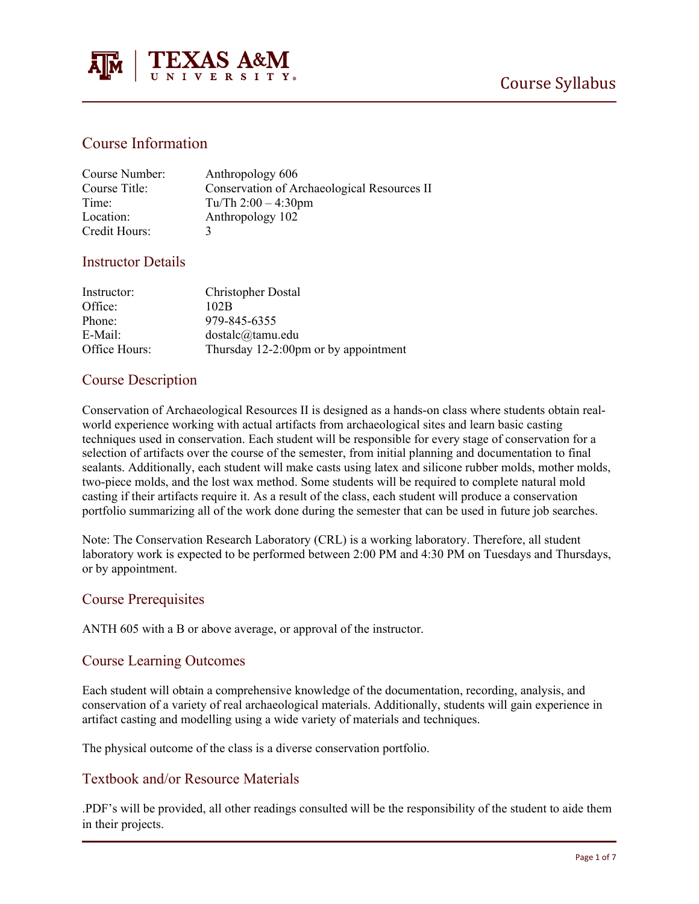TEXAS A&M UNIVERSITY

# Course Syllabus

## Course Information

| | |
|---|---|
| Course Number: | Anthropology 606 |
| Course Title: | Conservation of Archaeological Resources II |
| Time: | Tu/Th 2:00 – 4:30pm |
| Location: | Anthropology 102 |
| Credit Hours: | 3 |

## Instructor Details

| | |
|---|---|
| Instructor: | Christopher Dostal |
| Office: | 102B |
| Phone: | 979-845-6355 |
| E-Mail: | dostalc@tamu.edu |
| Office Hours: | Thursday 12-2:00pm or by appointment |

## Course Description

Conservation of Archaeological Resources II is designed as a hands-on class where students obtain real-world experience working with actual artifacts from archaeological sites and learn basic casting techniques used in conservation. Each student will be responsible for every stage of conservation for a selection of artifacts over the course of the semester, from initial planning and documentation to final sealants. Additionally, each student will make casts using latex and silicone rubber molds, mother molds, two-piece molds, and the lost wax method. Some students will be required to complete natural mold casting if their artifacts require it. As a result of the class, each student will produce a conservation portfolio summarizing all of the work done during the semester that can be used in future job searches.

Note: The Conservation Research Laboratory (CRL) is a working laboratory. Therefore, all student laboratory work is expected to be performed between 2:00 PM and 4:30 PM on Tuesdays and Thursdays, or by appointment.

## Course Prerequisites

ANTH 605 with a B or above average, or approval of the instructor.

## Course Learning Outcomes

Each student will obtain a comprehensive knowledge of the documentation, recording, analysis, and conservation of a variety of real archaeological materials. Additionally, students will gain experience in artifact casting and modelling using a wide variety of materials and techniques.

The physical outcome of the class is a diverse conservation portfolio.

## Textbook and/or Resource Materials

.PDF's will be provided, all other readings consulted will be the responsibility of the student to aide them in their projects.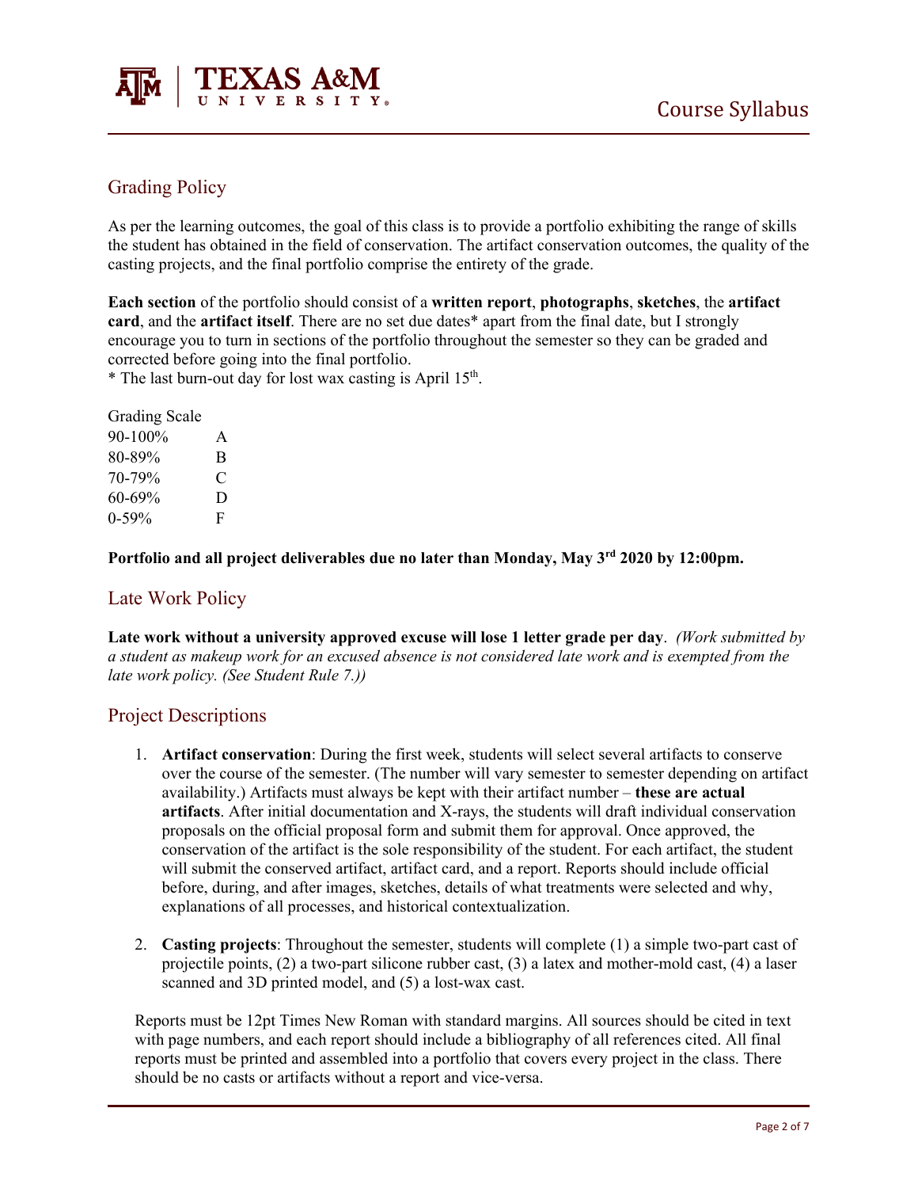## Grading Policy

As per the learning outcomes, the goal of this class is to provide a portfolio exhibiting the range of skills the student has obtained in the field of conservation. The artifact conservation outcomes, the quality of the casting projects, and the final portfolio comprise the entirety of the grade.

**Each section** of the portfolio should consist of a **written report**, **photographs**, **sketches**, the **artifact card**, and the **artifact itself**. There are no set due dates* apart from the final date, but I strongly encourage you to turn in sections of the portfolio throughout the semester so they can be graded and corrected before going into the final portfolio.
* The last burn-out day for lost wax casting is April 15th.

Grading Scale

| | |
|---|---|
| 90-100% | A |
| 80-89% | B |
| 70-79% | C |
| 60-69% | D |
| 0-59% | F |

**Portfolio and all project deliverables due no later than Monday, May 3rd 2020 by 12:00pm.**

## Late Work Policy

**Late work without a university approved excuse will lose 1 letter grade per day**. *(Work submitted by a student as makeup work for an excused absence is not considered late work and is exempted from the late work policy. (See Student Rule 7.))*

## Project Descriptions

1. **Artifact conservation**: During the first week, students will select several artifacts to conserve over the course of the semester. (The number will vary semester to semester depending on artifact availability.) Artifacts must always be kept with their artifact number – **these are actual artifacts**. After initial documentation and X-rays, the students will draft individual conservation proposals on the official proposal form and submit them for approval. Once approved, the conservation of the artifact is the sole responsibility of the student. For each artifact, the student will submit the conserved artifact, artifact card, and a report. Reports should include official before, during, and after images, sketches, details of what treatments were selected and why, explanations of all processes, and historical contextualization.

2. **Casting projects**: Throughout the semester, students will complete (1) a simple two-part cast of projectile points, (2) a two-part silicone rubber cast, (3) a latex and mother-mold cast, (4) a laser scanned and 3D printed model, and (5) a lost-wax cast.

Reports must be 12pt Times New Roman with standard margins. All sources should be cited in text with page numbers, and each report should include a bibliography of all references cited. All final reports must be printed and assembled into a portfolio that covers every project in the class. There should be no casts or artifacts without a report and vice-versa.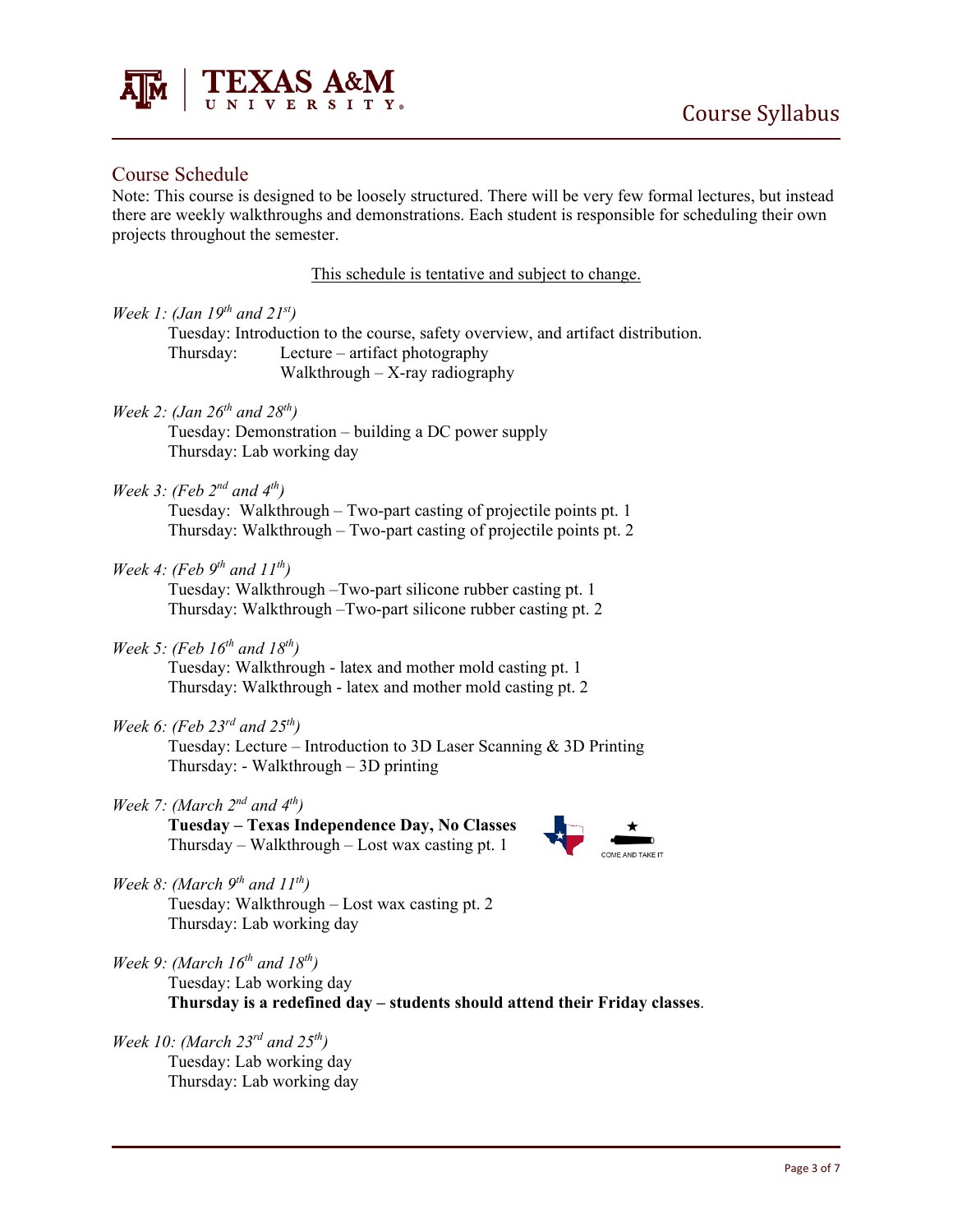## Course Schedule

Note: This course is designed to be loosely structured. There will be very few formal lectures, but instead there are weekly walkthroughs and demonstrations. Each student is responsible for scheduling their own projects throughout the semester.

<u>This schedule is tentative and subject to change.</u>

*Week 1: (Jan 19th and 21st)*

Tuesday: Introduction to the course, safety overview, and artifact distribution.
Thursday: Lecture – artifact photography
Walkthrough – X-ray radiography

*Week 2: (Jan 26th and 28th)*

Tuesday: Demonstration – building a DC power supply
Thursday: Lab working day

*Week 3: (Feb 2nd and 4th)*

Tuesday: Walkthrough – Two-part casting of projectile points pt. 1
Thursday: Walkthrough – Two-part casting of projectile points pt. 2

*Week 4: (Feb 9th and 11th)*

Tuesday: Walkthrough –Two-part silicone rubber casting pt. 1
Thursday: Walkthrough –Two-part silicone rubber casting pt. 2

*Week 5: (Feb 16th and 18th)*

Tuesday: Walkthrough - latex and mother mold casting pt. 1
Thursday: Walkthrough - latex and mother mold casting pt. 2

*Week 6: (Feb 23rd and 25th)*

Tuesday: Lecture – Introduction to 3D Laser Scanning & 3D Printing
Thursday: - Walkthrough – 3D printing

*Week 7: (March 2nd and 4th)*

**Tuesday – Texas Independence Day, No Classes**
Thursday – Walkthrough – Lost wax casting pt. 1

COME AND TAKE IT

*Week 8: (March 9th and 11th)*

Tuesday: Walkthrough – Lost wax casting pt. 2
Thursday: Lab working day

*Week 9: (March 16th and 18th)*

Tuesday: Lab working day
**Thursday is a redefined day – students should attend their Friday classes**.

*Week 10: (March 23rd and 25th)*

Tuesday: Lab working day
Thursday: Lab working day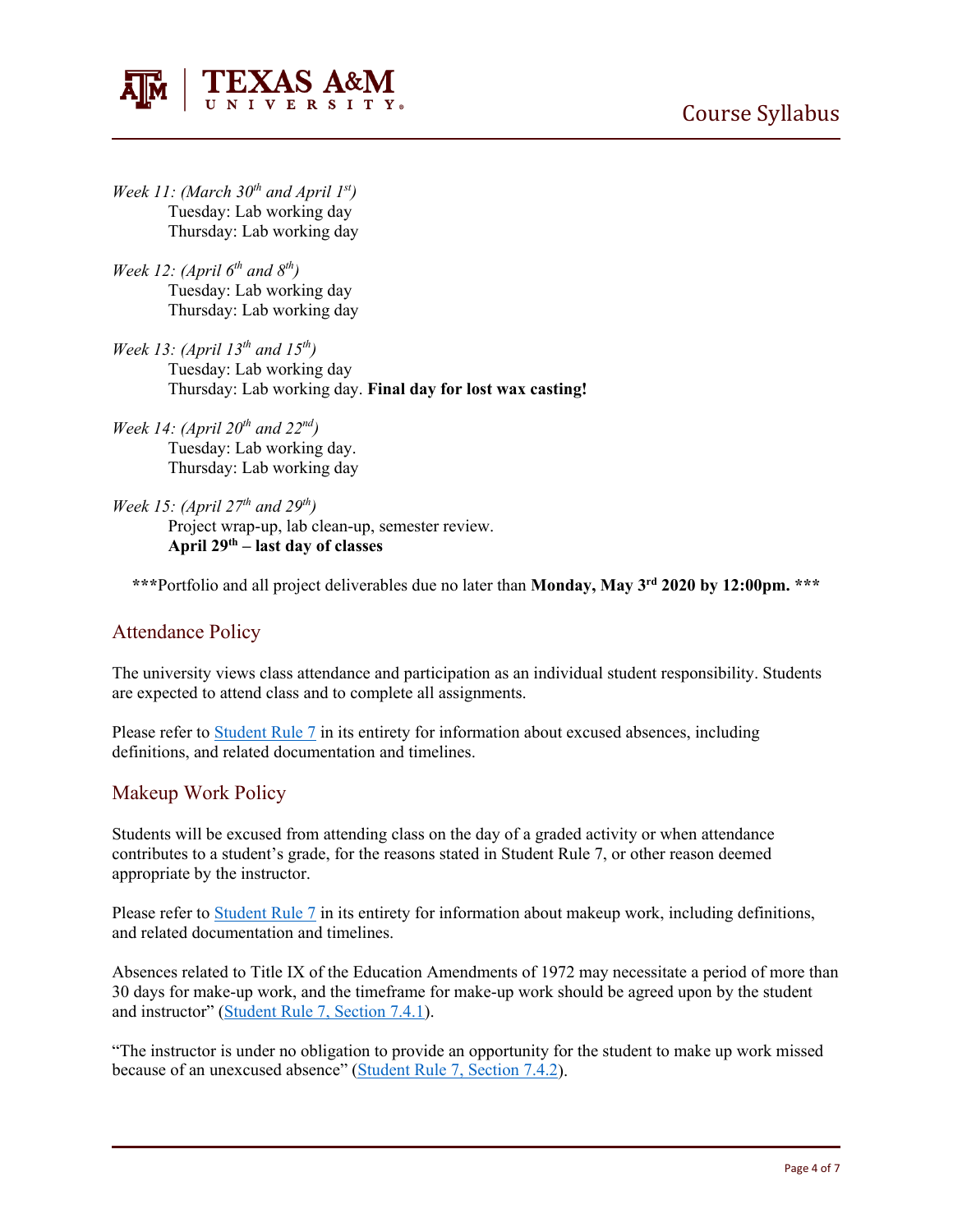*Week 11: (March 30th and April 1st)*
Tuesday: Lab working day
Thursday: Lab working day

*Week 12: (April 6th and 8th)*
Tuesday: Lab working day
Thursday: Lab working day

*Week 13: (April 13th and 15th)*
Tuesday: Lab working day
Thursday: Lab working day. **Final day for lost wax casting!**

*Week 14: (April 20th and 22nd)*
Tuesday: Lab working day.
Thursday: Lab working day

*Week 15: (April 27th and 29th)*
Project wrap-up, lab clean-up, semester review.
**April 29th – last day of classes**

**\*\*\***Portfolio and all project deliverables due no later than **Monday, May 3rd 2020 by 12:00pm. \*\*\***

## Attendance Policy

The university views class attendance and participation as an individual student responsibility. Students are expected to attend class and to complete all assignments.

Please refer to [Student Rule 7]() in its entirety for information about excused absences, including definitions, and related documentation and timelines.

## Makeup Work Policy

Students will be excused from attending class on the day of a graded activity or when attendance contributes to a student's grade, for the reasons stated in Student Rule 7, or other reason deemed appropriate by the instructor.

Please refer to [Student Rule 7]() in its entirety for information about makeup work, including definitions, and related documentation and timelines.

Absences related to Title IX of the Education Amendments of 1972 may necessitate a period of more than 30 days for make-up work, and the timeframe for make-up work should be agreed upon by the student and instructor" ([Student Rule 7, Section 7.4.1]()).

"The instructor is under no obligation to provide an opportunity for the student to make up work missed because of an unexcused absence" ([Student Rule 7, Section 7.4.2]()).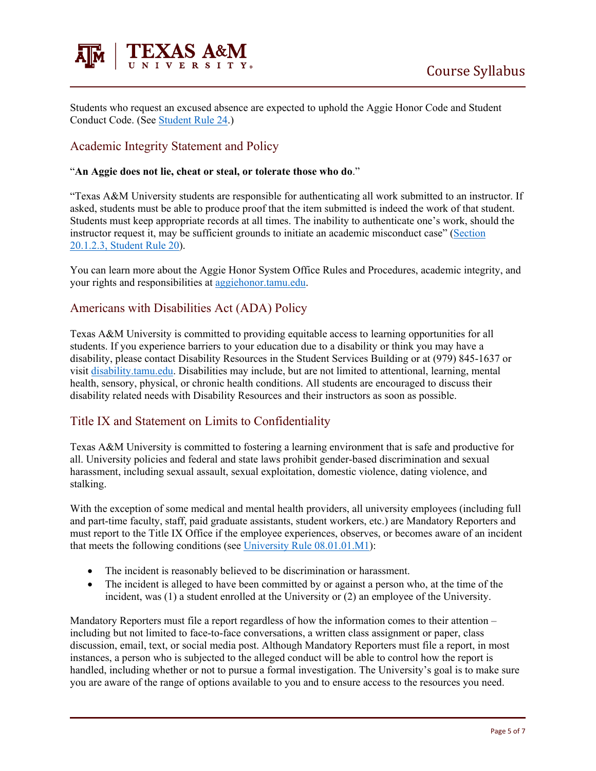Students who request an excused absence are expected to uphold the Aggie Honor Code and Student Conduct Code. (See [Student Rule 24](#).)

## Academic Integrity Statement and Policy

"**An Aggie does not lie, cheat or steal, or tolerate those who do**."

"Texas A&M University students are responsible for authenticating all work submitted to an instructor. If asked, students must be able to produce proof that the item submitted is indeed the work of that student. Students must keep appropriate records at all times. The inability to authenticate one's work, should the instructor request it, may be sufficient grounds to initiate an academic misconduct case" ([Section 20.1.2.3, Student Rule 20](#)).

You can learn more about the Aggie Honor System Office Rules and Procedures, academic integrity, and your rights and responsibilities at [aggiehonor.tamu.edu](#).

## Americans with Disabilities Act (ADA) Policy

Texas A&M University is committed to providing equitable access to learning opportunities for all students. If you experience barriers to your education due to a disability or think you may have a disability, please contact Disability Resources in the Student Services Building or at (979) 845-1637 or visit [disability.tamu.edu](#). Disabilities may include, but are not limited to attentional, learning, mental health, sensory, physical, or chronic health conditions. All students are encouraged to discuss their disability related needs with Disability Resources and their instructors as soon as possible.

## Title IX and Statement on Limits to Confidentiality

Texas A&M University is committed to fostering a learning environment that is safe and productive for all. University policies and federal and state laws prohibit gender-based discrimination and sexual harassment, including sexual assault, sexual exploitation, domestic violence, dating violence, and stalking.

With the exception of some medical and mental health providers, all university employees (including full and part-time faculty, staff, paid graduate assistants, student workers, etc.) are Mandatory Reporters and must report to the Title IX Office if the employee experiences, observes, or becomes aware of an incident that meets the following conditions (see [University Rule 08.01.01.M1](#)):

- The incident is reasonably believed to be discrimination or harassment.
- The incident is alleged to have been committed by or against a person who, at the time of the incident, was (1) a student enrolled at the University or (2) an employee of the University.

Mandatory Reporters must file a report regardless of how the information comes to their attention – including but not limited to face-to-face conversations, a written class assignment or paper, class discussion, email, text, or social media post. Although Mandatory Reporters must file a report, in most instances, a person who is subjected to the alleged conduct will be able to control how the report is handled, including whether or not to pursue a formal investigation. The University's goal is to make sure you are aware of the range of options available to you and to ensure access to the resources you need.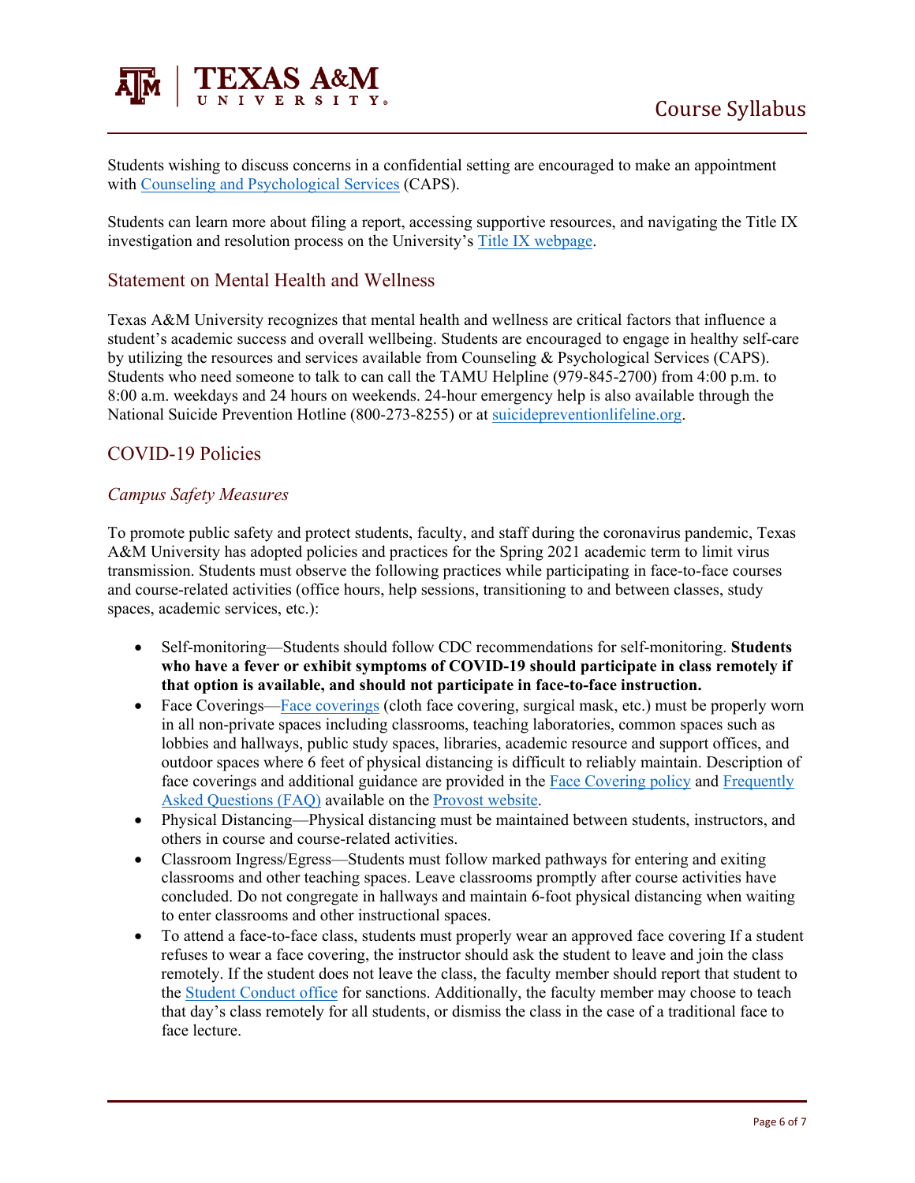Students wishing to discuss concerns in a confidential setting are encouraged to make an appointment with [Counseling and Psychological Services](#) (CAPS).

Students can learn more about filing a report, accessing supportive resources, and navigating the Title IX investigation and resolution process on the University's [Title IX webpage](#).

## Statement on Mental Health and Wellness

Texas A&M University recognizes that mental health and wellness are critical factors that influence a student's academic success and overall wellbeing. Students are encouraged to engage in healthy self-care by utilizing the resources and services available from Counseling & Psychological Services (CAPS). Students who need someone to talk to can call the TAMU Helpline (979-845-2700) from 4:00 p.m. to 8:00 a.m. weekdays and 24 hours on weekends. 24-hour emergency help is also available through the National Suicide Prevention Hotline (800-273-8255) or at [suicidepreventionlifeline.org](#).

## COVID-19 Policies

### *Campus Safety Measures*

To promote public safety and protect students, faculty, and staff during the coronavirus pandemic, Texas A&M University has adopted policies and practices for the Spring 2021 academic term to limit virus transmission. Students must observe the following practices while participating in face-to-face courses and course-related activities (office hours, help sessions, transitioning to and between classes, study spaces, academic services, etc.):

- Self-monitoring—Students should follow CDC recommendations for self-monitoring. **Students who have a fever or exhibit symptoms of COVID-19 should participate in class remotely if that option is available, and should not participate in face-to-face instruction.**
- Face Coverings—[Face coverings](#) (cloth face covering, surgical mask, etc.) must be properly worn in all non-private spaces including classrooms, teaching laboratories, common spaces such as lobbies and hallways, public study spaces, libraries, academic resource and support offices, and outdoor spaces where 6 feet of physical distancing is difficult to reliably maintain. Description of face coverings and additional guidance are provided in the [Face Covering policy](#) and [Frequently Asked Questions (FAQ)](#) available on the [Provost website](#).
- Physical Distancing—Physical distancing must be maintained between students, instructors, and others in course and course-related activities.
- Classroom Ingress/Egress—Students must follow marked pathways for entering and exiting classrooms and other teaching spaces. Leave classrooms promptly after course activities have concluded. Do not congregate in hallways and maintain 6-foot physical distancing when waiting to enter classrooms and other instructional spaces.
- To attend a face-to-face class, students must properly wear an approved face covering If a student refuses to wear a face covering, the instructor should ask the student to leave and join the class remotely. If the student does not leave the class, the faculty member should report that student to the [Student Conduct office](#) for sanctions. Additionally, the faculty member may choose to teach that day's class remotely for all students, or dismiss the class in the case of a traditional face to face lecture.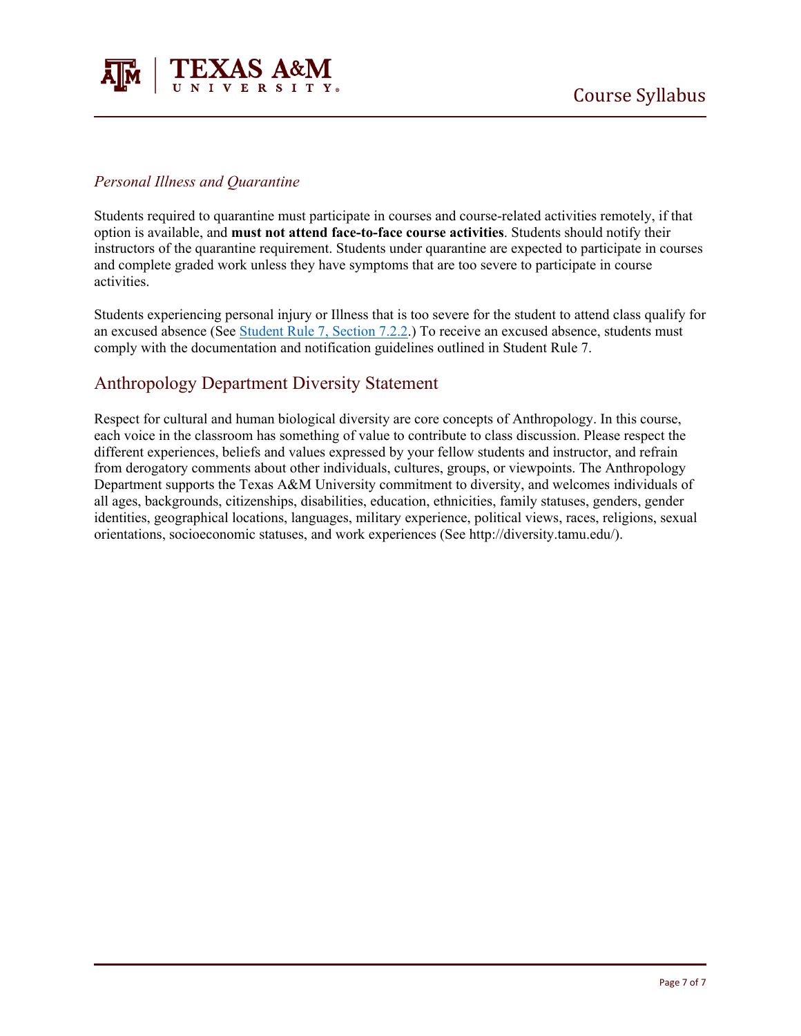*Personal Illness and Quarantine*

Students required to quarantine must participate in courses and course-related activities remotely, if that option is available, and **must not attend face-to-face course activities**. Students should notify their instructors of the quarantine requirement. Students under quarantine are expected to participate in courses and complete graded work unless they have symptoms that are too severe to participate in course activities.

Students experiencing personal injury or Illness that is too severe for the student to attend class qualify for an excused absence (See Student Rule 7, Section 7.2.2.) To receive an excused absence, students must comply with the documentation and notification guidelines outlined in Student Rule 7.

## Anthropology Department Diversity Statement

Respect for cultural and human biological diversity are core concepts of Anthropology. In this course, each voice in the classroom has something of value to contribute to class discussion. Please respect the different experiences, beliefs and values expressed by your fellow students and instructor, and refrain from derogatory comments about other individuals, cultures, groups, or viewpoints. The Anthropology Department supports the Texas A&M University commitment to diversity, and welcomes individuals of all ages, backgrounds, citizenships, disabilities, education, ethnicities, family statuses, genders, gender identities, geographical locations, languages, military experience, political views, races, religions, sexual orientations, socioeconomic statuses, and work experiences (See http://diversity.tamu.edu/).